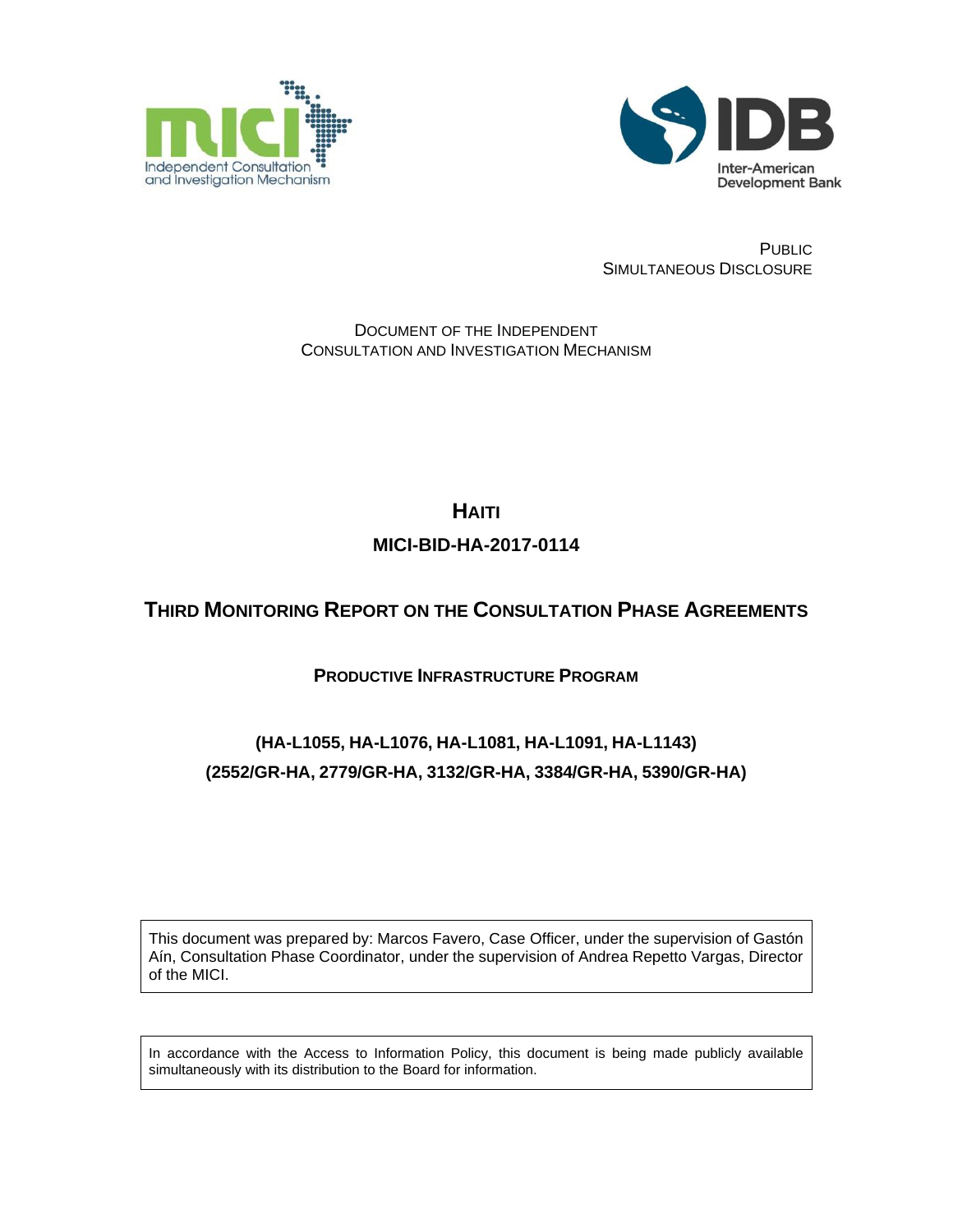Independent Consultation and Investigation Mechanism

Inter-American Development Bank

PUBLIC
SIMULTANEOUS DISCLOSURE

DOCUMENT OF THE INDEPENDENT
CONSULTATION AND INVESTIGATION MECHANISM

# HAITI

## MICI-BID-HA-2017-0114

# THIRD MONITORING REPORT ON THE CONSULTATION PHASE AGREEMENTS

## PRODUCTIVE INFRASTRUCTURE PROGRAM

**(HA-L1055, HA-L1076, HA-L1081, HA-L1091, HA-L1143)**
**(2552/GR-HA, 2779/GR-HA, 3132/GR-HA, 3384/GR-HA, 5390/GR-HA)**

This document was prepared by: Marcos Favero, Case Officer, under the supervision of Gastón Aín, Consultation Phase Coordinator, under the supervision of Andrea Repetto Vargas, Director of the MICI.

In accordance with the Access to Information Policy, this document is being made publicly available simultaneously with its distribution to the Board for information.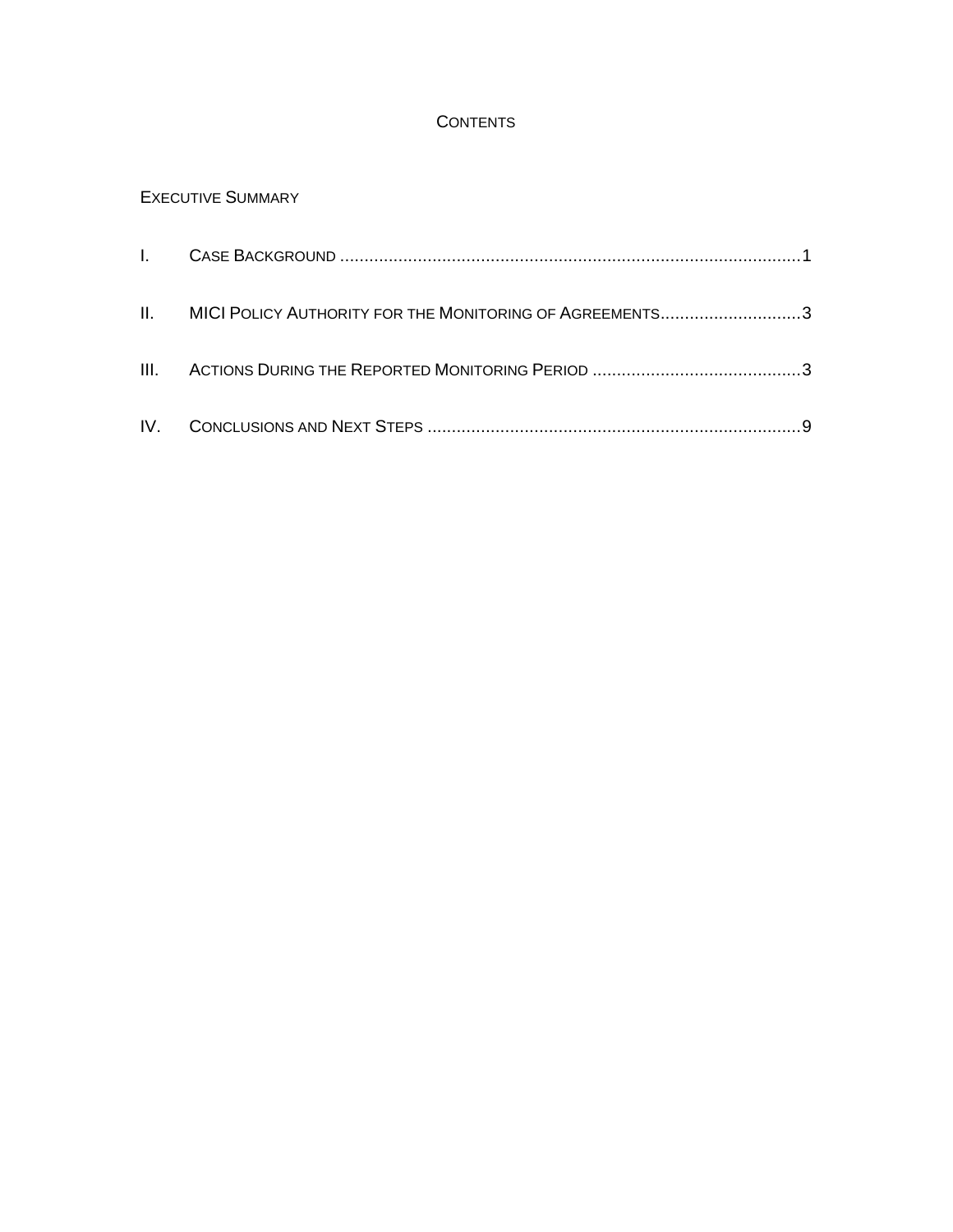# CONTENTS

EXECUTIVE SUMMARY

I. CASE BACKGROUND ....................................................................................................1

II. MICI POLICY AUTHORITY FOR THE MONITORING OF AGREEMENTS.............................3

III. ACTIONS DURING THE REPORTED MONITORING PERIOD ...........................................3

IV. CONCLUSIONS AND NEXT STEPS ............................................................................9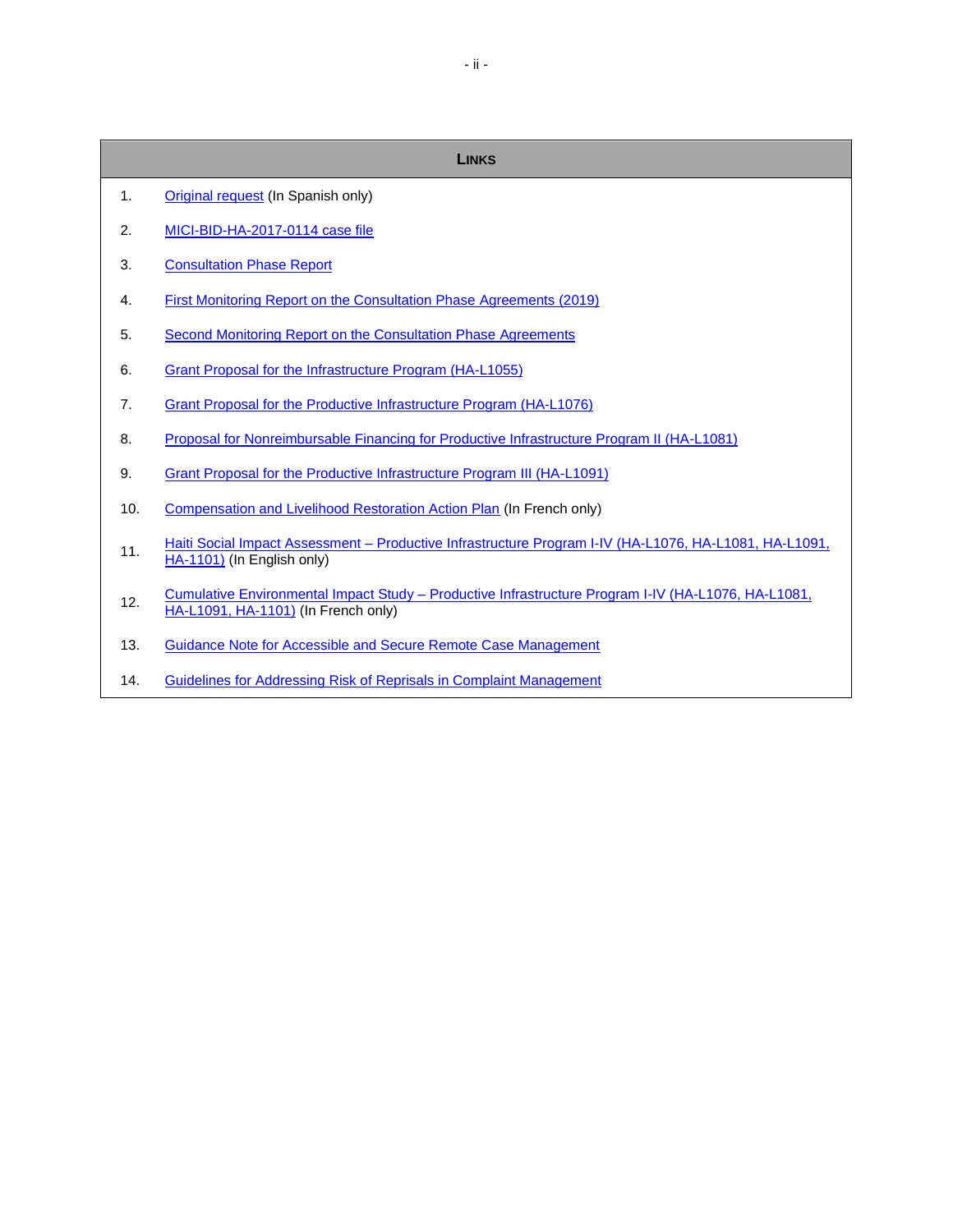| LINKS | |
|---|---|
| 1. | Original request (In Spanish only) |
| 2. | MICI-BID-HA-2017-0114 case file |
| 3. | Consultation Phase Report |
| 4. | First Monitoring Report on the Consultation Phase Agreements (2019) |
| 5. | Second Monitoring Report on the Consultation Phase Agreements |
| 6. | Grant Proposal for the Infrastructure Program (HA-L1055) |
| 7. | Grant Proposal for the Productive Infrastructure Program (HA-L1076) |
| 8. | Proposal for Nonreimbursable Financing for Productive Infrastructure Program II (HA-L1081) |
| 9. | Grant Proposal for the Productive Infrastructure Program III (HA-L1091) |
| 10. | Compensation and Livelihood Restoration Action Plan (In French only) |
| 11. | Haiti Social Impact Assessment – Productive Infrastructure Program I-IV (HA-L1076, HA-L1081, HA-L1091, HA-1101) (In English only) |
| 12. | Cumulative Environmental Impact Study – Productive Infrastructure Program I-IV (HA-L1076, HA-L1081, HA-L1091, HA-1101) (In French only) |
| 13. | Guidance Note for Accessible and Secure Remote Case Management |
| 14. | Guidelines for Addressing Risk of Reprisals in Complaint Management |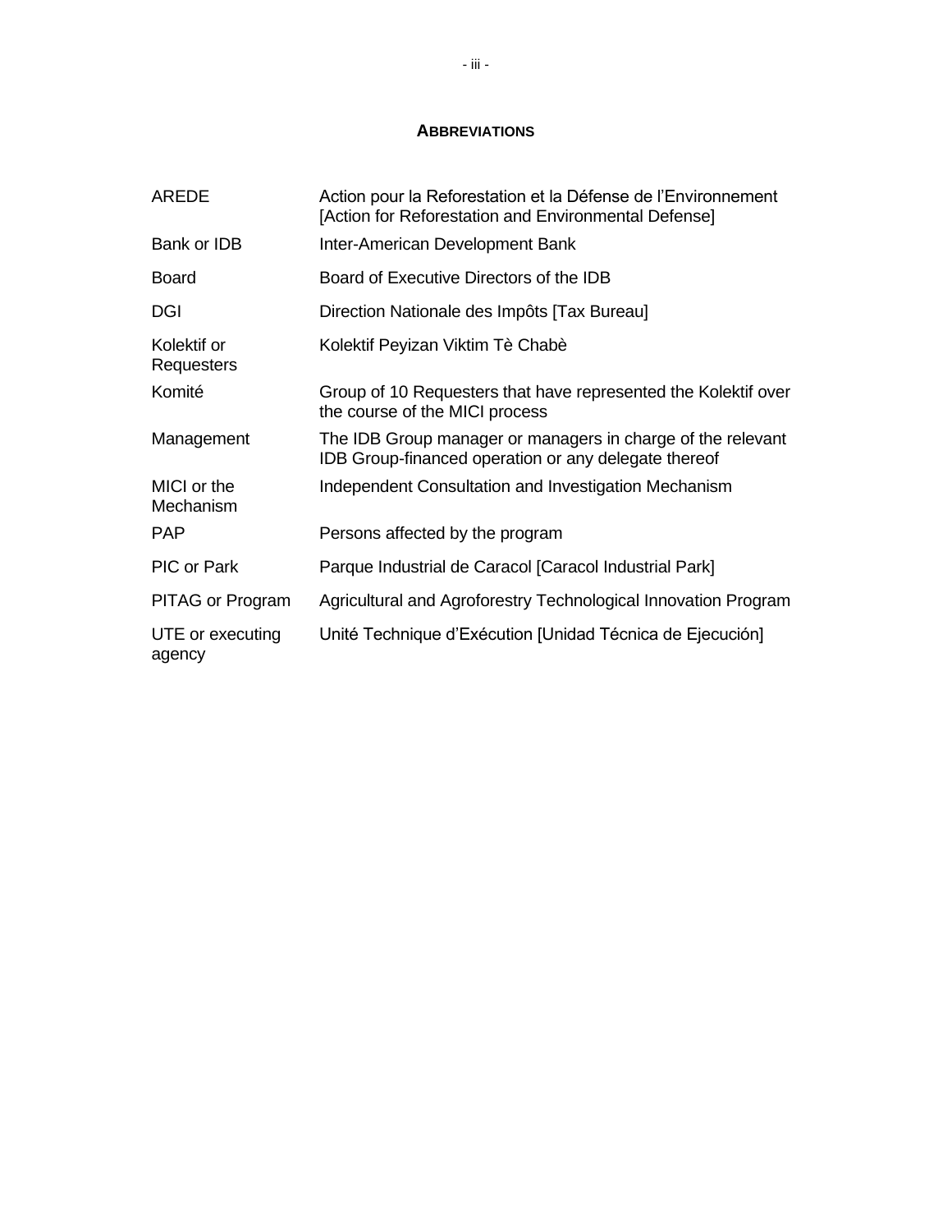## ABBREVIATIONS

| | |
|---|---|
| AREDE | Action pour la Reforestation et la Défense de l'Environnement [Action for Reforestation and Environmental Defense] |
| Bank or IDB | Inter-American Development Bank |
| Board | Board of Executive Directors of the IDB |
| DGI | Direction Nationale des Impôts [Tax Bureau] |
| Kolektif or Requesters | Kolektif Peyizan Viktim Tè Chabè |
| Komité | Group of 10 Requesters that have represented the Kolektif over the course of the MICI process |
| Management | The IDB Group manager or managers in charge of the relevant IDB Group-financed operation or any delegate thereof |
| MICI or the Mechanism | Independent Consultation and Investigation Mechanism |
| PAP | Persons affected by the program |
| PIC or Park | Parque Industrial de Caracol [Caracol Industrial Park] |
| PITAG or Program | Agricultural and Agroforestry Technological Innovation Program |
| UTE or executing agency | Unité Technique d'Exécution [Unidad Técnica de Ejecución] |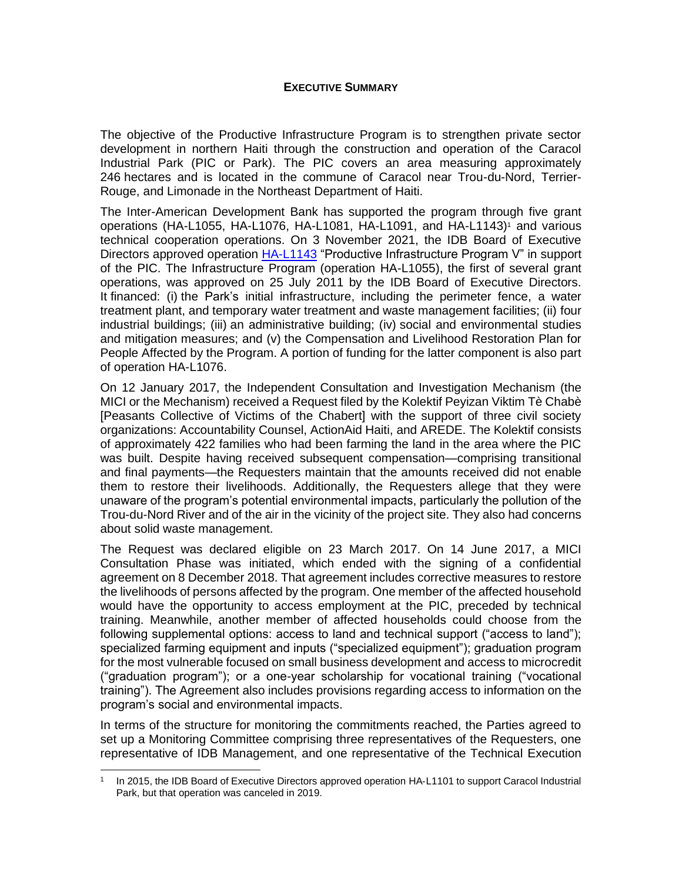# EXECUTIVE SUMMARY

The objective of the Productive Infrastructure Program is to strengthen private sector development in northern Haiti through the construction and operation of the Caracol Industrial Park (PIC or Park). The PIC covers an area measuring approximately 246 hectares and is located in the commune of Caracol near Trou-du-Nord, Terrier-Rouge, and Limonade in the Northeast Department of Haiti.

The Inter-American Development Bank has supported the program through five grant operations (HA-L1055, HA-L1076, HA-L1081, HA-L1091, and HA-L1143)[1] and various technical cooperation operations. On 3 November 2021, the IDB Board of Executive Directors approved operation HA-L1143 "Productive Infrastructure Program V" in support of the PIC. The Infrastructure Program (operation HA-L1055), the first of several grant operations, was approved on 25 July 2011 by the IDB Board of Executive Directors. It financed: (i) the Park's initial infrastructure, including the perimeter fence, a water treatment plant, and temporary water treatment and waste management facilities; (ii) four industrial buildings; (iii) an administrative building; (iv) social and environmental studies and mitigation measures; and (v) the Compensation and Livelihood Restoration Plan for People Affected by the Program. A portion of funding for the latter component is also part of operation HA-L1076.

On 12 January 2017, the Independent Consultation and Investigation Mechanism (the MICI or the Mechanism) received a Request filed by the Kolektif Peyizan Viktim Tè Chabè [Peasants Collective of Victims of the Chabert] with the support of three civil society organizations: Accountability Counsel, ActionAid Haiti, and AREDE. The Kolektif consists of approximately 422 families who had been farming the land in the area where the PIC was built. Despite having received subsequent compensation—comprising transitional and final payments—the Requesters maintain that the amounts received did not enable them to restore their livelihoods. Additionally, the Requesters allege that they were unaware of the program's potential environmental impacts, particularly the pollution of the Trou-du-Nord River and of the air in the vicinity of the project site. They also had concerns about solid waste management.

The Request was declared eligible on 23 March 2017. On 14 June 2017, a MICI Consultation Phase was initiated, which ended with the signing of a confidential agreement on 8 December 2018. That agreement includes corrective measures to restore the livelihoods of persons affected by the program. One member of the affected household would have the opportunity to access employment at the PIC, preceded by technical training. Meanwhile, another member of affected households could choose from the following supplemental options: access to land and technical support ("access to land"); specialized farming equipment and inputs ("specialized equipment"); graduation program for the most vulnerable focused on small business development and access to microcredit ("graduation program"); or a one-year scholarship for vocational training ("vocational training"). The Agreement also includes provisions regarding access to information on the program's social and environmental impacts.

In terms of the structure for monitoring the commitments reached, the Parties agreed to set up a Monitoring Committee comprising three representatives of the Requesters, one representative of IDB Management, and one representative of the Technical Execution

---

[1] In 2015, the IDB Board of Executive Directors approved operation HA-L1101 to support Caracol Industrial Park, but that operation was canceled in 2019.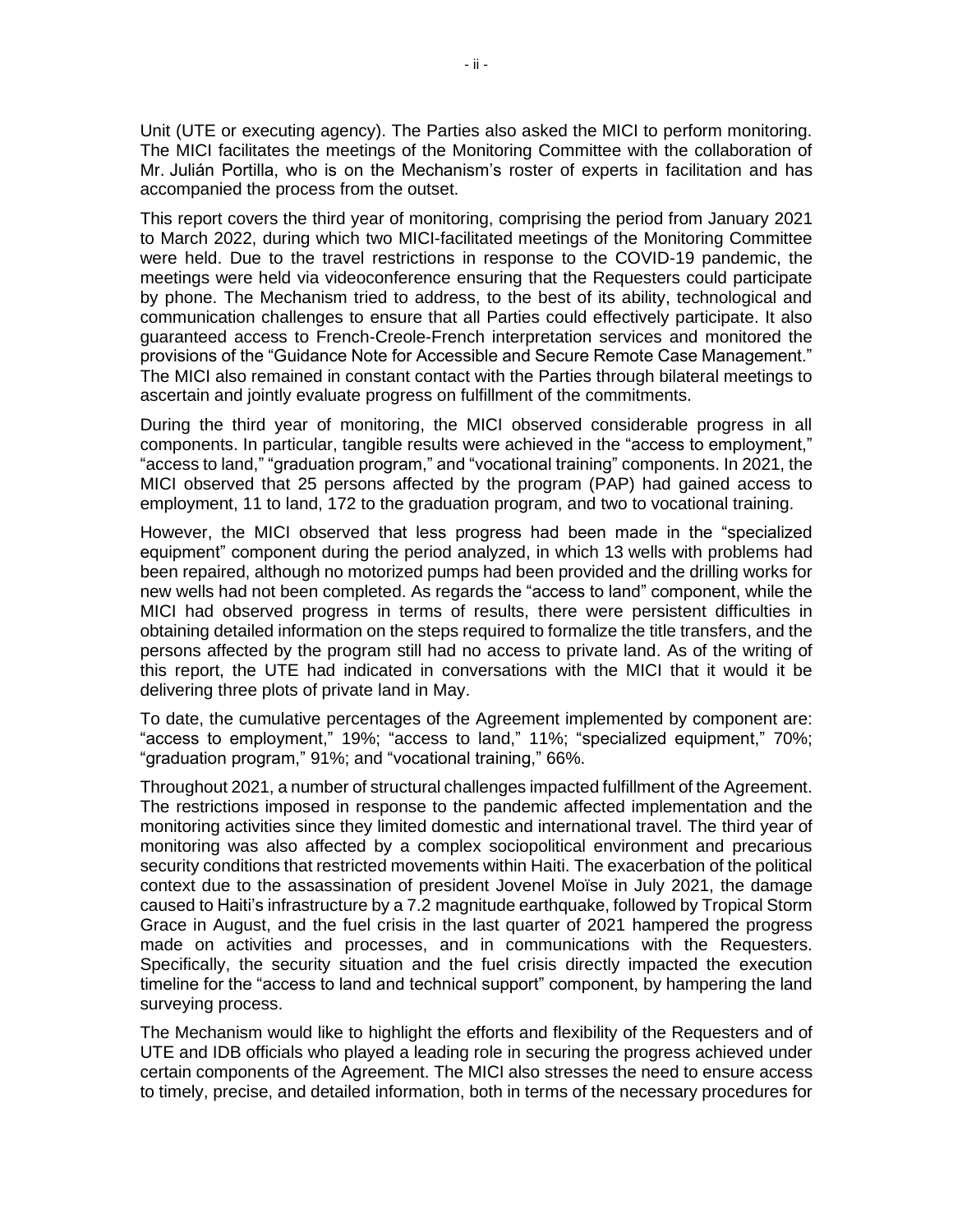Unit (UTE or executing agency). The Parties also asked the MICI to perform monitoring. The MICI facilitates the meetings of the Monitoring Committee with the collaboration of Mr. Julián Portilla, who is on the Mechanism's roster of experts in facilitation and has accompanied the process from the outset.

This report covers the third year of monitoring, comprising the period from January 2021 to March 2022, during which two MICI-facilitated meetings of the Monitoring Committee were held. Due to the travel restrictions in response to the COVID-19 pandemic, the meetings were held via videoconference ensuring that the Requesters could participate by phone. The Mechanism tried to address, to the best of its ability, technological and communication challenges to ensure that all Parties could effectively participate. It also guaranteed access to French-Creole-French interpretation services and monitored the provisions of the "Guidance Note for Accessible and Secure Remote Case Management." The MICI also remained in constant contact with the Parties through bilateral meetings to ascertain and jointly evaluate progress on fulfillment of the commitments.

During the third year of monitoring, the MICI observed considerable progress in all components. In particular, tangible results were achieved in the "access to employment," "access to land," "graduation program," and "vocational training" components. In 2021, the MICI observed that 25 persons affected by the program (PAP) had gained access to employment, 11 to land, 172 to the graduation program, and two to vocational training.

However, the MICI observed that less progress had been made in the "specialized equipment" component during the period analyzed, in which 13 wells with problems had been repaired, although no motorized pumps had been provided and the drilling works for new wells had not been completed. As regards the "access to land" component, while the MICI had observed progress in terms of results, there were persistent difficulties in obtaining detailed information on the steps required to formalize the title transfers, and the persons affected by the program still had no access to private land. As of the writing of this report, the UTE had indicated in conversations with the MICI that it would it be delivering three plots of private land in May.

To date, the cumulative percentages of the Agreement implemented by component are: "access to employment," 19%; "access to land," 11%; "specialized equipment," 70%; "graduation program," 91%; and "vocational training," 66%.

Throughout 2021, a number of structural challenges impacted fulfillment of the Agreement. The restrictions imposed in response to the pandemic affected implementation and the monitoring activities since they limited domestic and international travel. The third year of monitoring was also affected by a complex sociopolitical environment and precarious security conditions that restricted movements within Haiti. The exacerbation of the political context due to the assassination of president Jovenel Moïse in July 2021, the damage caused to Haiti's infrastructure by a 7.2 magnitude earthquake, followed by Tropical Storm Grace in August, and the fuel crisis in the last quarter of 2021 hampered the progress made on activities and processes, and in communications with the Requesters. Specifically, the security situation and the fuel crisis directly impacted the execution timeline for the "access to land and technical support" component, by hampering the land surveying process.

The Mechanism would like to highlight the efforts and flexibility of the Requesters and of UTE and IDB officials who played a leading role in securing the progress achieved under certain components of the Agreement. The MICI also stresses the need to ensure access to timely, precise, and detailed information, both in terms of the necessary procedures for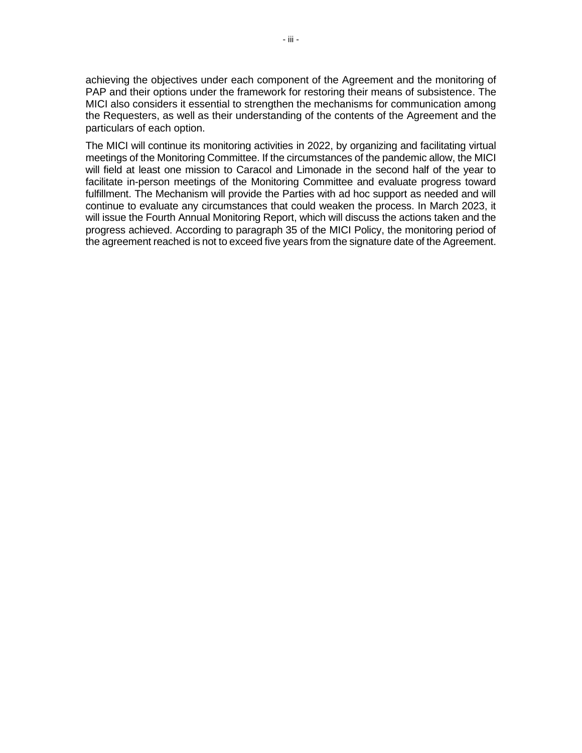achieving the objectives under each component of the Agreement and the monitoring of PAP and their options under the framework for restoring their means of subsistence. The MICI also considers it essential to strengthen the mechanisms for communication among the Requesters, as well as their understanding of the contents of the Agreement and the particulars of each option.

The MICI will continue its monitoring activities in 2022, by organizing and facilitating virtual meetings of the Monitoring Committee. If the circumstances of the pandemic allow, the MICI will field at least one mission to Caracol and Limonade in the second half of the year to facilitate in-person meetings of the Monitoring Committee and evaluate progress toward fulfillment. The Mechanism will provide the Parties with ad hoc support as needed and will continue to evaluate any circumstances that could weaken the process. In March 2023, it will issue the Fourth Annual Monitoring Report, which will discuss the actions taken and the progress achieved. According to paragraph 35 of the MICI Policy, the monitoring period of the agreement reached is not to exceed five years from the signature date of the Agreement.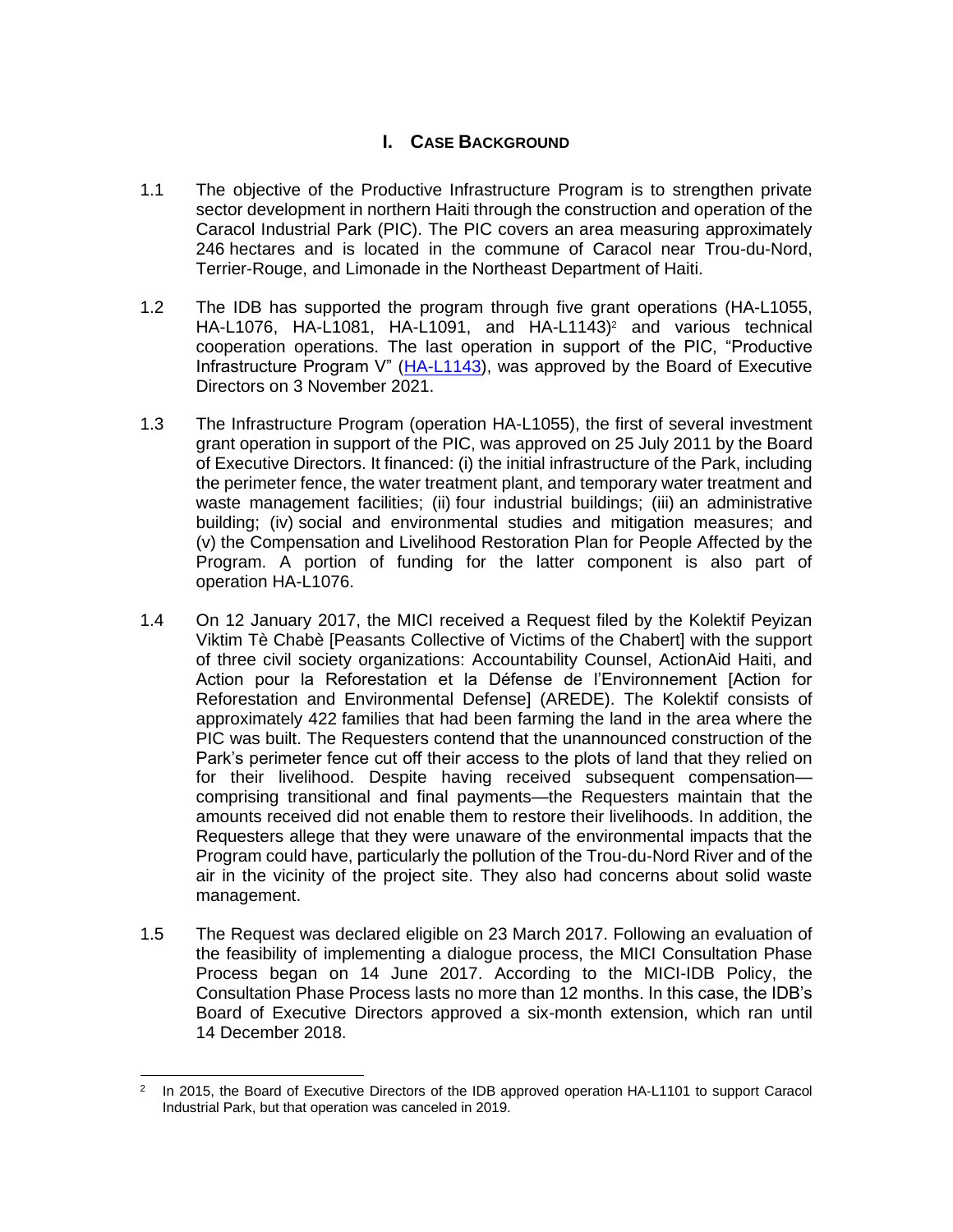## I. CASE BACKGROUND

1.1 The objective of the Productive Infrastructure Program is to strengthen private sector development in northern Haiti through the construction and operation of the Caracol Industrial Park (PIC). The PIC covers an area measuring approximately 246 hectares and is located in the commune of Caracol near Trou-du-Nord, Terrier-Rouge, and Limonade in the Northeast Department of Haiti.

1.2 The IDB has supported the program through five grant operations (HA-L1055, HA-L1076, HA-L1081, HA-L1091, and HA-L1143)[2] and various technical cooperation operations. The last operation in support of the PIC, "Productive Infrastructure Program V" (HA-L1143), was approved by the Board of Executive Directors on 3 November 2021.

1.3 The Infrastructure Program (operation HA-L1055), the first of several investment grant operation in support of the PIC, was approved on 25 July 2011 by the Board of Executive Directors. It financed: (i) the initial infrastructure of the Park, including the perimeter fence, the water treatment plant, and temporary water treatment and waste management facilities; (ii) four industrial buildings; (iii) an administrative building; (iv) social and environmental studies and mitigation measures; and (v) the Compensation and Livelihood Restoration Plan for People Affected by the Program. A portion of funding for the latter component is also part of operation HA-L1076.

1.4 On 12 January 2017, the MICI received a Request filed by the Kolektif Peyizan Viktim Tè Chabè [Peasants Collective of Victims of the Chabert] with the support of three civil society organizations: Accountability Counsel, ActionAid Haiti, and Action pour la Reforestation et la Défense de l'Environnement [Action for Reforestation and Environmental Defense] (AREDE). The Kolektif consists of approximately 422 families that had been farming the land in the area where the PIC was built. The Requesters contend that the unannounced construction of the Park's perimeter fence cut off their access to the plots of land that they relied on for their livelihood. Despite having received subsequent compensation—comprising transitional and final payments—the Requesters maintain that the amounts received did not enable them to restore their livelihoods. In addition, the Requesters allege that they were unaware of the environmental impacts that the Program could have, particularly the pollution of the Trou-du-Nord River and of the air in the vicinity of the project site. They also had concerns about solid waste management.

1.5 The Request was declared eligible on 23 March 2017. Following an evaluation of the feasibility of implementing a dialogue process, the MICI Consultation Phase Process began on 14 June 2017. According to the MICI-IDB Policy, the Consultation Phase Process lasts no more than 12 months. In this case, the IDB's Board of Executive Directors approved a six-month extension, which ran until 14 December 2018.

---

[2] In 2015, the Board of Executive Directors of the IDB approved operation HA-L1101 to support Caracol Industrial Park, but that operation was canceled in 2019.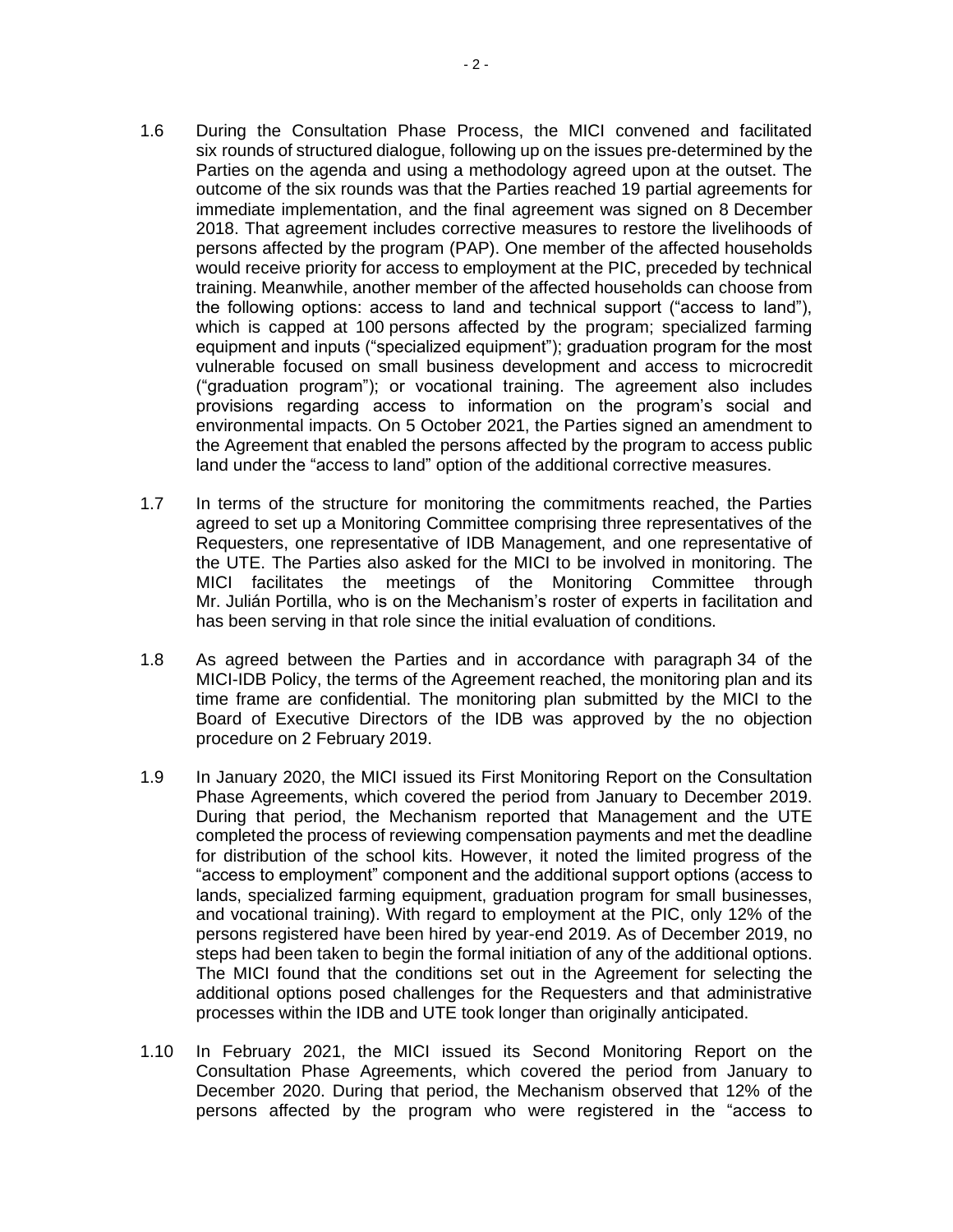1.6 During the Consultation Phase Process, the MICI convened and facilitated six rounds of structured dialogue, following up on the issues pre-determined by the Parties on the agenda and using a methodology agreed upon at the outset. The outcome of the six rounds was that the Parties reached 19 partial agreements for immediate implementation, and the final agreement was signed on 8 December 2018. That agreement includes corrective measures to restore the livelihoods of persons affected by the program (PAP). One member of the affected households would receive priority for access to employment at the PIC, preceded by technical training. Meanwhile, another member of the affected households can choose from the following options: access to land and technical support ("access to land"), which is capped at 100 persons affected by the program; specialized farming equipment and inputs ("specialized equipment"); graduation program for the most vulnerable focused on small business development and access to microcredit ("graduation program"); or vocational training. The agreement also includes provisions regarding access to information on the program's social and environmental impacts. On 5 October 2021, the Parties signed an amendment to the Agreement that enabled the persons affected by the program to access public land under the "access to land" option of the additional corrective measures.

1.7 In terms of the structure for monitoring the commitments reached, the Parties agreed to set up a Monitoring Committee comprising three representatives of the Requesters, one representative of IDB Management, and one representative of the UTE. The Parties also asked for the MICI to be involved in monitoring. The MICI facilitates the meetings of the Monitoring Committee through Mr. Julián Portilla, who is on the Mechanism's roster of experts in facilitation and has been serving in that role since the initial evaluation of conditions.

1.8 As agreed between the Parties and in accordance with paragraph 34 of the MICI-IDB Policy, the terms of the Agreement reached, the monitoring plan and its time frame are confidential. The monitoring plan submitted by the MICI to the Board of Executive Directors of the IDB was approved by the no objection procedure on 2 February 2019.

1.9 In January 2020, the MICI issued its First Monitoring Report on the Consultation Phase Agreements, which covered the period from January to December 2019. During that period, the Mechanism reported that Management and the UTE completed the process of reviewing compensation payments and met the deadline for distribution of the school kits. However, it noted the limited progress of the "access to employment" component and the additional support options (access to lands, specialized farming equipment, graduation program for small businesses, and vocational training). With regard to employment at the PIC, only 12% of the persons registered have been hired by year-end 2019. As of December 2019, no steps had been taken to begin the formal initiation of any of the additional options. The MICI found that the conditions set out in the Agreement for selecting the additional options posed challenges for the Requesters and that administrative processes within the IDB and UTE took longer than originally anticipated.

1.10 In February 2021, the MICI issued its Second Monitoring Report on the Consultation Phase Agreements, which covered the period from January to December 2020. During that period, the Mechanism observed that 12% of the persons affected by the program who were registered in the "access to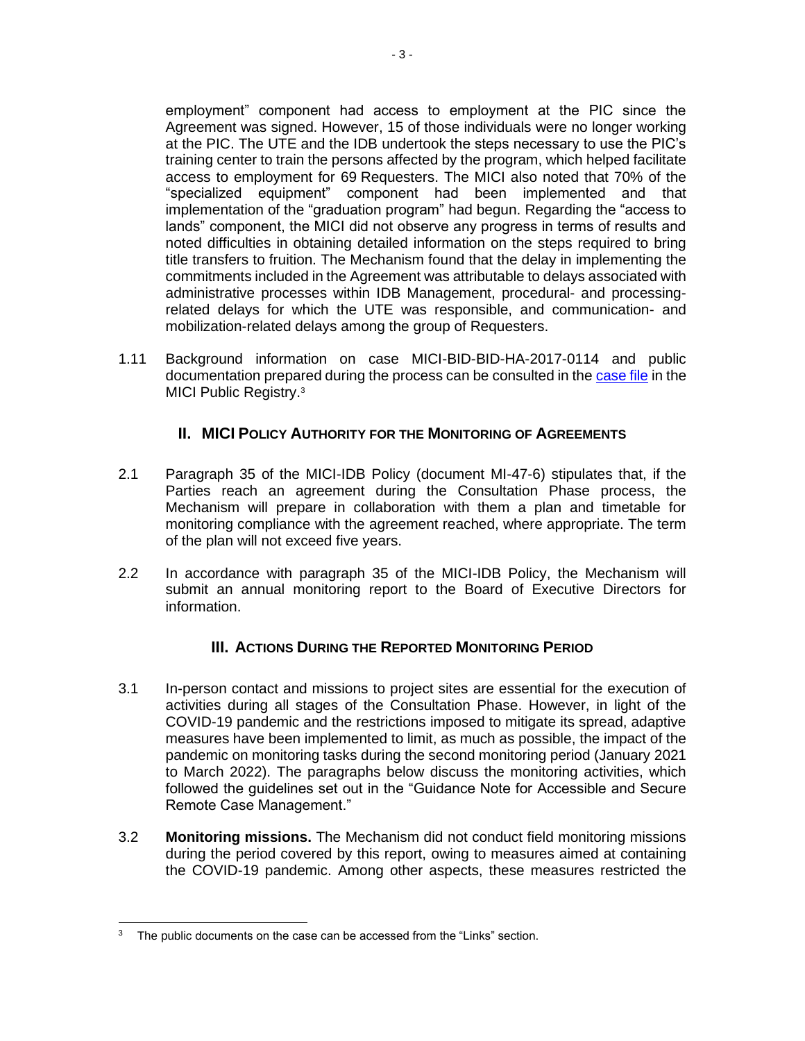employment" component had access to employment at the PIC since the Agreement was signed. However, 15 of those individuals were no longer working at the PIC. The UTE and the IDB undertook the steps necessary to use the PIC's training center to train the persons affected by the program, which helped facilitate access to employment for 69 Requesters. The MICI also noted that 70% of the "specialized equipment" component had been implemented and that implementation of the "graduation program" had begun. Regarding the "access to lands" component, the MICI did not observe any progress in terms of results and noted difficulties in obtaining detailed information on the steps required to bring title transfers to fruition. The Mechanism found that the delay in implementing the commitments included in the Agreement was attributable to delays associated with administrative processes within IDB Management, procedural- and processing-related delays for which the UTE was responsible, and communication- and mobilization-related delays among the group of Requesters.

1.11 Background information on case MICI-BID-BID-HA-2017-0114 and public documentation prepared during the process can be consulted in the case file in the MICI Public Registry.[3]

## II. MICI Policy Authority for the Monitoring of Agreements

2.1 Paragraph 35 of the MICI-IDB Policy (document MI-47-6) stipulates that, if the Parties reach an agreement during the Consultation Phase process, the Mechanism will prepare in collaboration with them a plan and timetable for monitoring compliance with the agreement reached, where appropriate. The term of the plan will not exceed five years.

2.2 In accordance with paragraph 35 of the MICI-IDB Policy, the Mechanism will submit an annual monitoring report to the Board of Executive Directors for information.

## III. Actions During the Reported Monitoring Period

3.1 In-person contact and missions to project sites are essential for the execution of activities during all stages of the Consultation Phase. However, in light of the COVID-19 pandemic and the restrictions imposed to mitigate its spread, adaptive measures have been implemented to limit, as much as possible, the impact of the pandemic on monitoring tasks during the second monitoring period (January 2021 to March 2022). The paragraphs below discuss the monitoring activities, which followed the guidelines set out in the "Guidance Note for Accessible and Secure Remote Case Management."

3.2 **Monitoring missions.** The Mechanism did not conduct field monitoring missions during the period covered by this report, owing to measures aimed at containing the COVID-19 pandemic. Among other aspects, these measures restricted the

---

[3] The public documents on the case can be accessed from the "Links" section.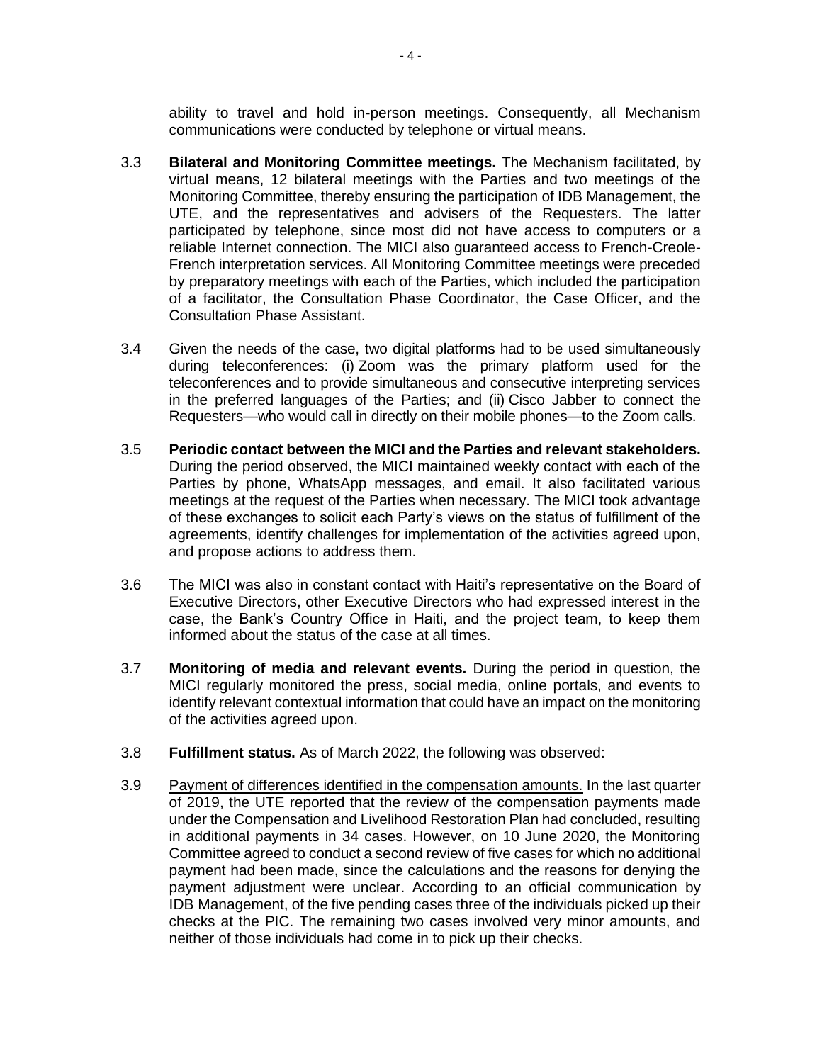ability to travel and hold in-person meetings. Consequently, all Mechanism communications were conducted by telephone or virtual means.

3.3 **Bilateral and Monitoring Committee meetings.** The Mechanism facilitated, by virtual means, 12 bilateral meetings with the Parties and two meetings of the Monitoring Committee, thereby ensuring the participation of IDB Management, the UTE, and the representatives and advisers of the Requesters. The latter participated by telephone, since most did not have access to computers or a reliable Internet connection. The MICI also guaranteed access to French-Creole-French interpretation services. All Monitoring Committee meetings were preceded by preparatory meetings with each of the Parties, which included the participation of a facilitator, the Consultation Phase Coordinator, the Case Officer, and the Consultation Phase Assistant.

3.4 Given the needs of the case, two digital platforms had to be used simultaneously during teleconferences: (i) Zoom was the primary platform used for the teleconferences and to provide simultaneous and consecutive interpreting services in the preferred languages of the Parties; and (ii) Cisco Jabber to connect the Requesters—who would call in directly on their mobile phones—to the Zoom calls.

3.5 **Periodic contact between the MICI and the Parties and relevant stakeholders.** During the period observed, the MICI maintained weekly contact with each of the Parties by phone, WhatsApp messages, and email. It also facilitated various meetings at the request of the Parties when necessary. The MICI took advantage of these exchanges to solicit each Party's views on the status of fulfillment of the agreements, identify challenges for implementation of the activities agreed upon, and propose actions to address them.

3.6 The MICI was also in constant contact with Haiti's representative on the Board of Executive Directors, other Executive Directors who had expressed interest in the case, the Bank's Country Office in Haiti, and the project team, to keep them informed about the status of the case at all times.

3.7 **Monitoring of media and relevant events.** During the period in question, the MICI regularly monitored the press, social media, online portals, and events to identify relevant contextual information that could have an impact on the monitoring of the activities agreed upon.

3.8 **Fulfillment status.** As of March 2022, the following was observed:

3.9 <u>Payment of differences identified in the compensation amounts.</u> In the last quarter of 2019, the UTE reported that the review of the compensation payments made under the Compensation and Livelihood Restoration Plan had concluded, resulting in additional payments in 34 cases. However, on 10 June 2020, the Monitoring Committee agreed to conduct a second review of five cases for which no additional payment had been made, since the calculations and the reasons for denying the payment adjustment were unclear. According to an official communication by IDB Management, of the five pending cases three of the individuals picked up their checks at the PIC. The remaining two cases involved very minor amounts, and neither of those individuals had come in to pick up their checks.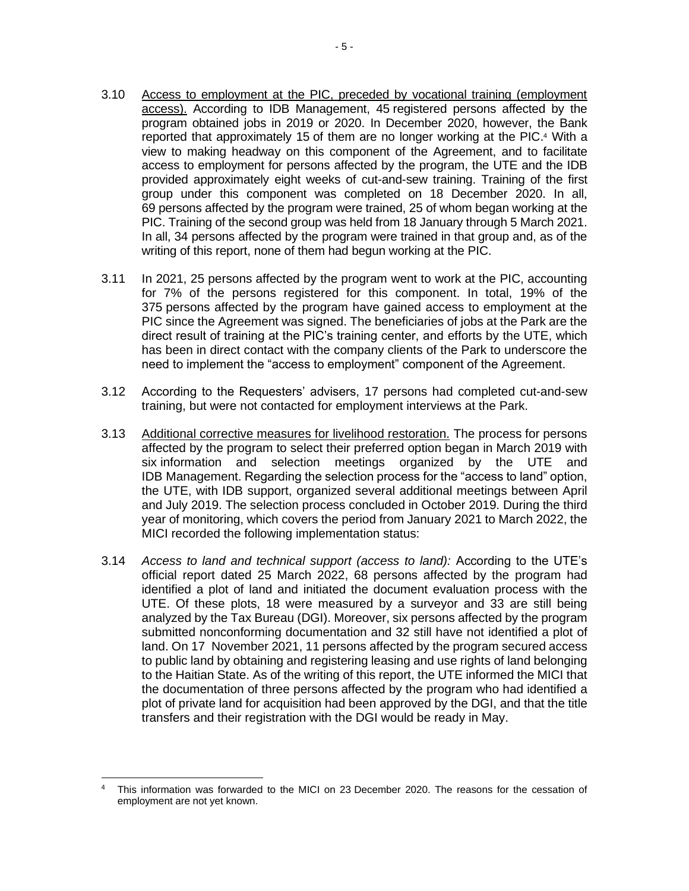3.10 Access to employment at the PIC, preceded by vocational training (employment access). According to IDB Management, 45 registered persons affected by the program obtained jobs in 2019 or 2020. In December 2020, however, the Bank reported that approximately 15 of them are no longer working at the PIC.[4] With a view to making headway on this component of the Agreement, and to facilitate access to employment for persons affected by the program, the UTE and the IDB provided approximately eight weeks of cut-and-sew training. Training of the first group under this component was completed on 18 December 2020. In all, 69 persons affected by the program were trained, 25 of whom began working at the PIC. Training of the second group was held from 18 January through 5 March 2021. In all, 34 persons affected by the program were trained in that group and, as of the writing of this report, none of them had begun working at the PIC.

3.11 In 2021, 25 persons affected by the program went to work at the PIC, accounting for 7% of the persons registered for this component. In total, 19% of the 375 persons affected by the program have gained access to employment at the PIC since the Agreement was signed. The beneficiaries of jobs at the Park are the direct result of training at the PIC's training center, and efforts by the UTE, which has been in direct contact with the company clients of the Park to underscore the need to implement the "access to employment" component of the Agreement.

3.12 According to the Requesters' advisers, 17 persons had completed cut-and-sew training, but were not contacted for employment interviews at the Park.

3.13 Additional corrective measures for livelihood restoration. The process for persons affected by the program to select their preferred option began in March 2019 with six information and selection meetings organized by the UTE and IDB Management. Regarding the selection process for the "access to land" option, the UTE, with IDB support, organized several additional meetings between April and July 2019. The selection process concluded in October 2019. During the third year of monitoring, which covers the period from January 2021 to March 2022, the MICI recorded the following implementation status:

3.14 *Access to land and technical support (access to land):* According to the UTE's official report dated 25 March 2022, 68 persons affected by the program had identified a plot of land and initiated the document evaluation process with the UTE. Of these plots, 18 were measured by a surveyor and 33 are still being analyzed by the Tax Bureau (DGI). Moreover, six persons affected by the program submitted nonconforming documentation and 32 still have not identified a plot of land. On 17 November 2021, 11 persons affected by the program secured access to public land by obtaining and registering leasing and use rights of land belonging to the Haitian State. As of the writing of this report, the UTE informed the MICI that the documentation of three persons affected by the program who had identified a plot of private land for acquisition had been approved by the DGI, and that the title transfers and their registration with the DGI would be ready in May.

[4] This information was forwarded to the MICI on 23 December 2020. The reasons for the cessation of employment are not yet known.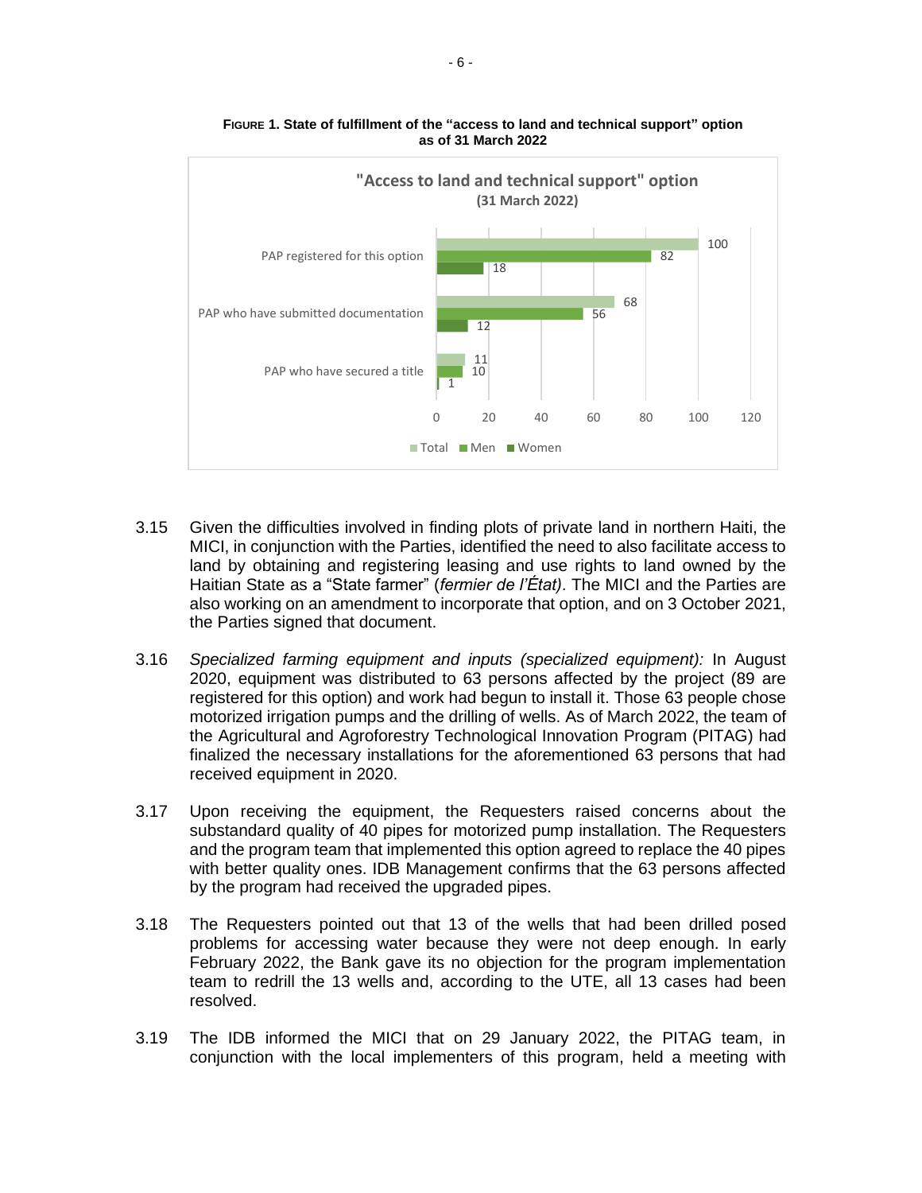**FIGURE 1. State of fulfillment of the "access to land and technical support" option as of 31 March 2022**

| "Access to land and technical support" option (31 March 2022) | Total | Men | Women |
|---|---|---|---|
| PAP registered for this option | 100 | 82 | 18 |
| PAP who have submitted documentation | 68 | 56 | 12 |
| PAP who have secured a title | 11 | 10 | 1 |

3.15 Given the difficulties involved in finding plots of private land in northern Haiti, the MICI, in conjunction with the Parties, identified the need to also facilitate access to land by obtaining and registering leasing and use rights to land owned by the Haitian State as a "State farmer" (*fermier de l'État)*. The MICI and the Parties are also working on an amendment to incorporate that option, and on 3 October 2021, the Parties signed that document.

3.16 *Specialized farming equipment and inputs (specialized equipment):* In August 2020, equipment was distributed to 63 persons affected by the project (89 are registered for this option) and work had begun to install it. Those 63 people chose motorized irrigation pumps and the drilling of wells. As of March 2022, the team of the Agricultural and Agroforestry Technological Innovation Program (PITAG) had finalized the necessary installations for the aforementioned 63 persons that had received equipment in 2020.

3.17 Upon receiving the equipment, the Requesters raised concerns about the substandard quality of 40 pipes for motorized pump installation. The Requesters and the program team that implemented this option agreed to replace the 40 pipes with better quality ones. IDB Management confirms that the 63 persons affected by the program had received the upgraded pipes.

3.18 The Requesters pointed out that 13 of the wells that had been drilled posed problems for accessing water because they were not deep enough. In early February 2022, the Bank gave its no objection for the program implementation team to redrill the 13 wells and, according to the UTE, all 13 cases had been resolved.

3.19 The IDB informed the MICI that on 29 January 2022, the PITAG team, in conjunction with the local implementers of this program, held a meeting with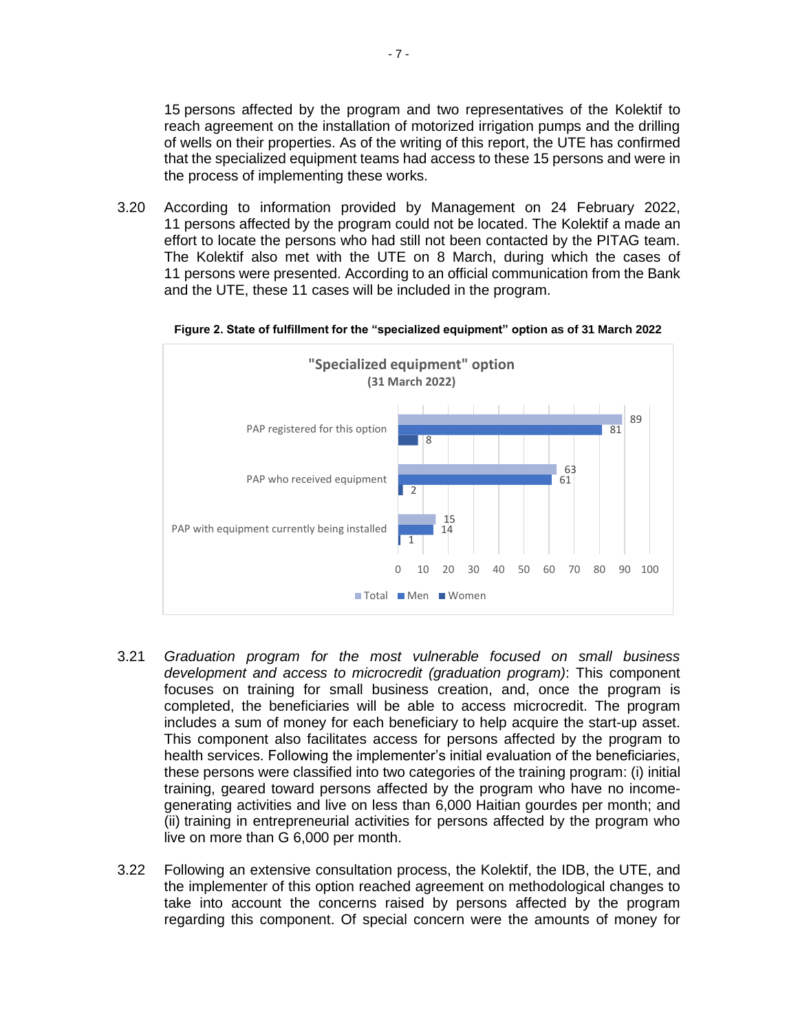15 persons affected by the program and two representatives of the Kolektif to reach agreement on the installation of motorized irrigation pumps and the drilling of wells on their properties. As of the writing of this report, the UTE has confirmed that the specialized equipment teams had access to these 15 persons and were in the process of implementing these works.

3.20 According to information provided by Management on 24 February 2022, 11 persons affected by the program could not be located. The Kolektif a made an effort to locate the persons who had still not been contacted by the PITAG team. The Kolektif also met with the UTE on 8 March, during which the cases of 11 persons were presented. According to an official communication from the Bank and the UTE, these 11 cases will be included in the program.

**Figure 2. State of fulfillment for the "specialized equipment" option as of 31 March 2022**

**"Specialized equipment" option**
**(31 March 2022)**

| | Total | Men | Women |
|---|---|---|---|
| PAP registered for this option | 89 | 81 | 8 |
| PAP who received equipment | 63 | 61 | 2 |
| PAP with equipment currently being installed | 15 | 14 | 1 |

3.21 *Graduation program for the most vulnerable focused on small business development and access to microcredit (graduation program)*: This component focuses on training for small business creation, and, once the program is completed, the beneficiaries will be able to access microcredit. The program includes a sum of money for each beneficiary to help acquire the start-up asset. This component also facilitates access for persons affected by the program to health services. Following the implementer's initial evaluation of the beneficiaries, these persons were classified into two categories of the training program: (i) initial training, geared toward persons affected by the program who have no income-generating activities and live on less than 6,000 Haitian gourdes per month; and (ii) training in entrepreneurial activities for persons affected by the program who live on more than G 6,000 per month.

3.22 Following an extensive consultation process, the Kolektif, the IDB, the UTE, and the implementer of this option reached agreement on methodological changes to take into account the concerns raised by persons affected by the program regarding this component. Of special concern were the amounts of money for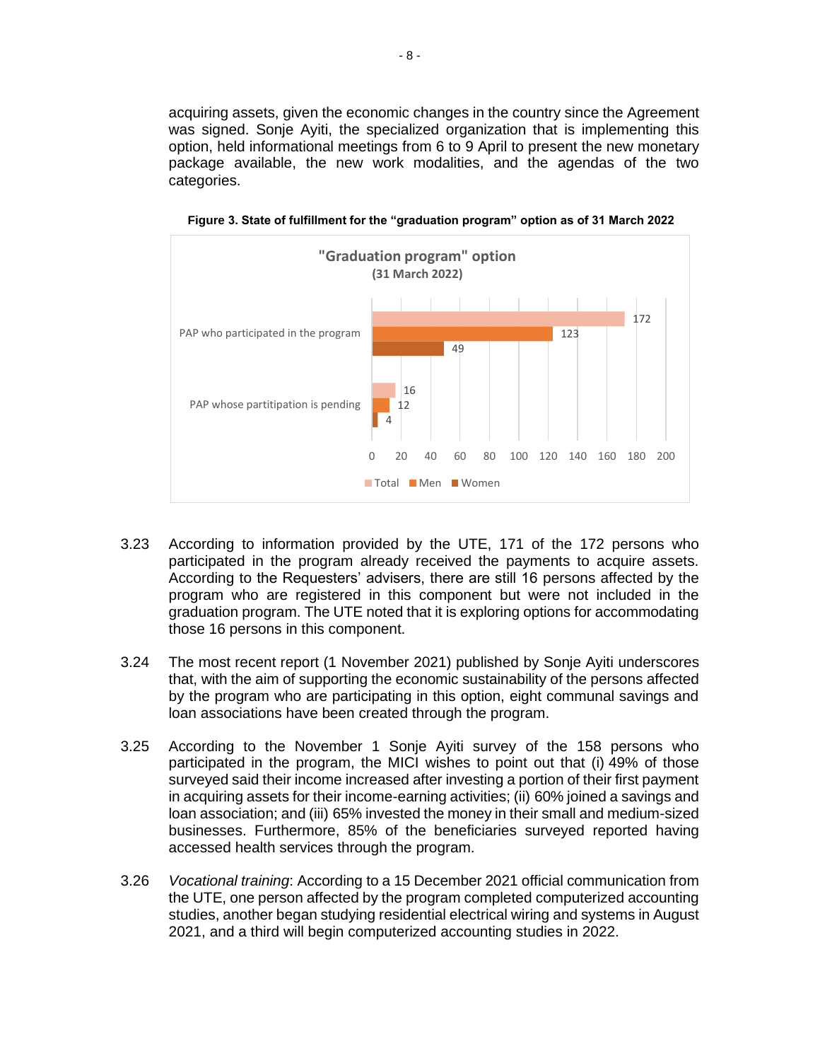acquiring assets, given the economic changes in the country since the Agreement was signed. Sonje Ayiti, the specialized organization that is implementing this option, held informational meetings from 6 to 9 April to present the new monetary package available, the new work modalities, and the agendas of the two categories.

**Figure 3. State of fulfillment for the "graduation program" option as of 31 March 2022**

"Graduation program" option
(31 March 2022)

| | Total | Men | Women |
|---|---|---|---|
| PAP who participated in the program | 172 | 123 | 49 |
| PAP whose partitipation is pending | 16 | 12 | 4 |

3.23 According to information provided by the UTE, 171 of the 172 persons who participated in the program already received the payments to acquire assets. According to the Requesters' advisers, there are still 16 persons affected by the program who are registered in this component but were not included in the graduation program. The UTE noted that it is exploring options for accommodating those 16 persons in this component.

3.24 The most recent report (1 November 2021) published by Sonje Ayiti underscores that, with the aim of supporting the economic sustainability of the persons affected by the program who are participating in this option, eight communal savings and loan associations have been created through the program.

3.25 According to the November 1 Sonje Ayiti survey of the 158 persons who participated in the program, the MICI wishes to point out that (i) 49% of those surveyed said their income increased after investing a portion of their first payment in acquiring assets for their income-earning activities; (ii) 60% joined a savings and loan association; and (iii) 65% invested the money in their small and medium-sized businesses. Furthermore, 85% of the beneficiaries surveyed reported having accessed health services through the program.

3.26 *Vocational training*: According to a 15 December 2021 official communication from the UTE, one person affected by the program completed computerized accounting studies, another began studying residential electrical wiring and systems in August 2021, and a third will begin computerized accounting studies in 2022.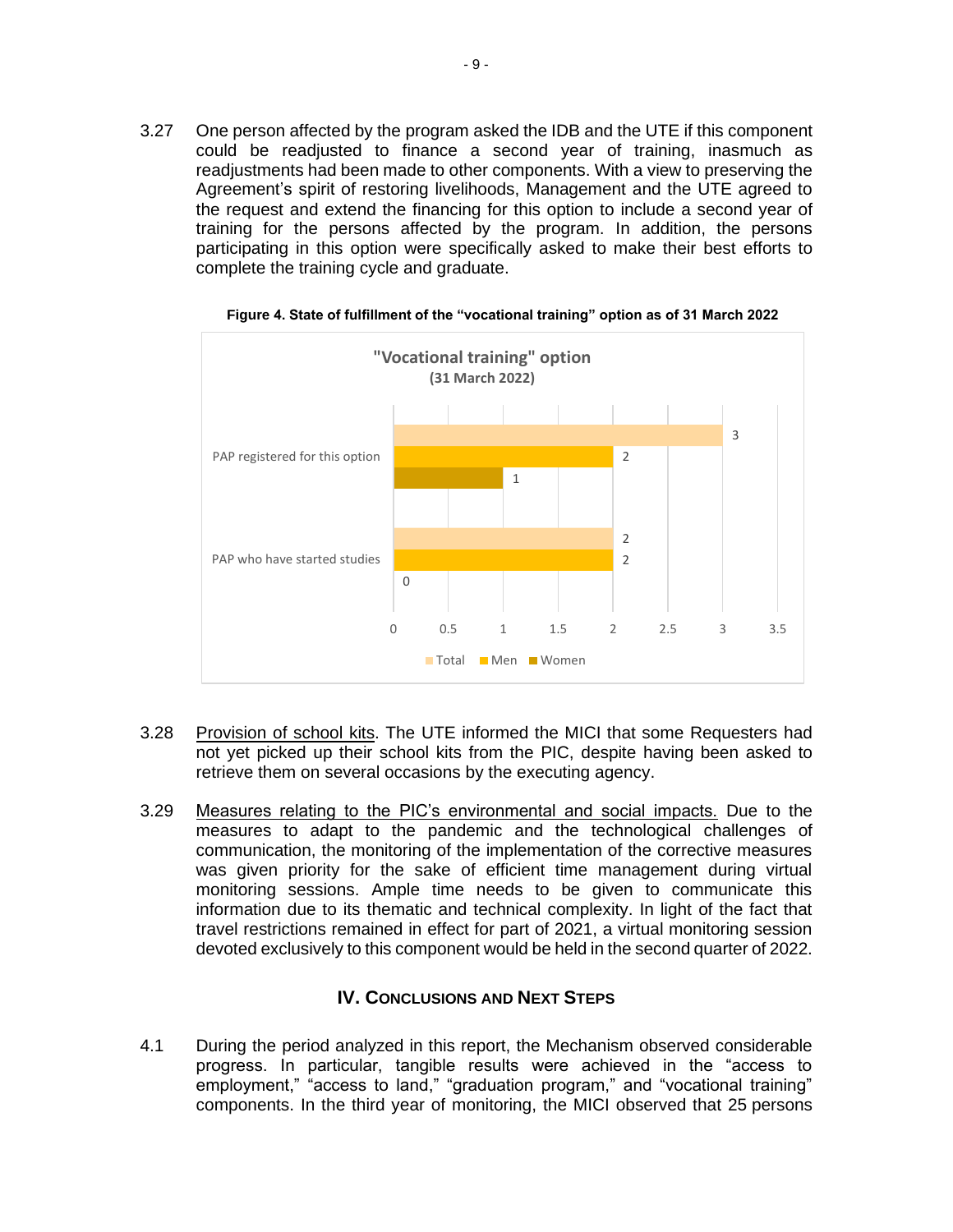3.27 One person affected by the program asked the IDB and the UTE if this component could be readjusted to finance a second year of training, inasmuch as readjustments had been made to other components. With a view to preserving the Agreement's spirit of restoring livelihoods, Management and the UTE agreed to the request and extend the financing for this option to include a second year of training for the persons affected by the program. In addition, the persons participating in this option were specifically asked to make their best efforts to complete the training cycle and graduate.

**Figure 4. State of fulfillment of the "vocational training" option as of 31 March 2022**

"Vocational training" option
(31 March 2022)

| | Total | Men | Women |
|---|---|---|---|
| PAP registered for this option | 3 | 2 | 1 |
| PAP who have started studies | 2 | 2 | 0 |

3.28 Provision of school kits. The UTE informed the MICI that some Requesters had not yet picked up their school kits from the PIC, despite having been asked to retrieve them on several occasions by the executing agency.

3.29 Measures relating to the PIC's environmental and social impacts. Due to the measures to adapt to the pandemic and the technological challenges of communication, the monitoring of the implementation of the corrective measures was given priority for the sake of efficient time management during virtual monitoring sessions. Ample time needs to be given to communicate this information due to its thematic and technical complexity. In light of the fact that travel restrictions remained in effect for part of 2021, a virtual monitoring session devoted exclusively to this component would be held in the second quarter of 2022.

## IV. Conclusions and Next Steps

4.1 During the period analyzed in this report, the Mechanism observed considerable progress. In particular, tangible results were achieved in the "access to employment," "access to land," "graduation program," and "vocational training" components. In the third year of monitoring, the MICI observed that 25 persons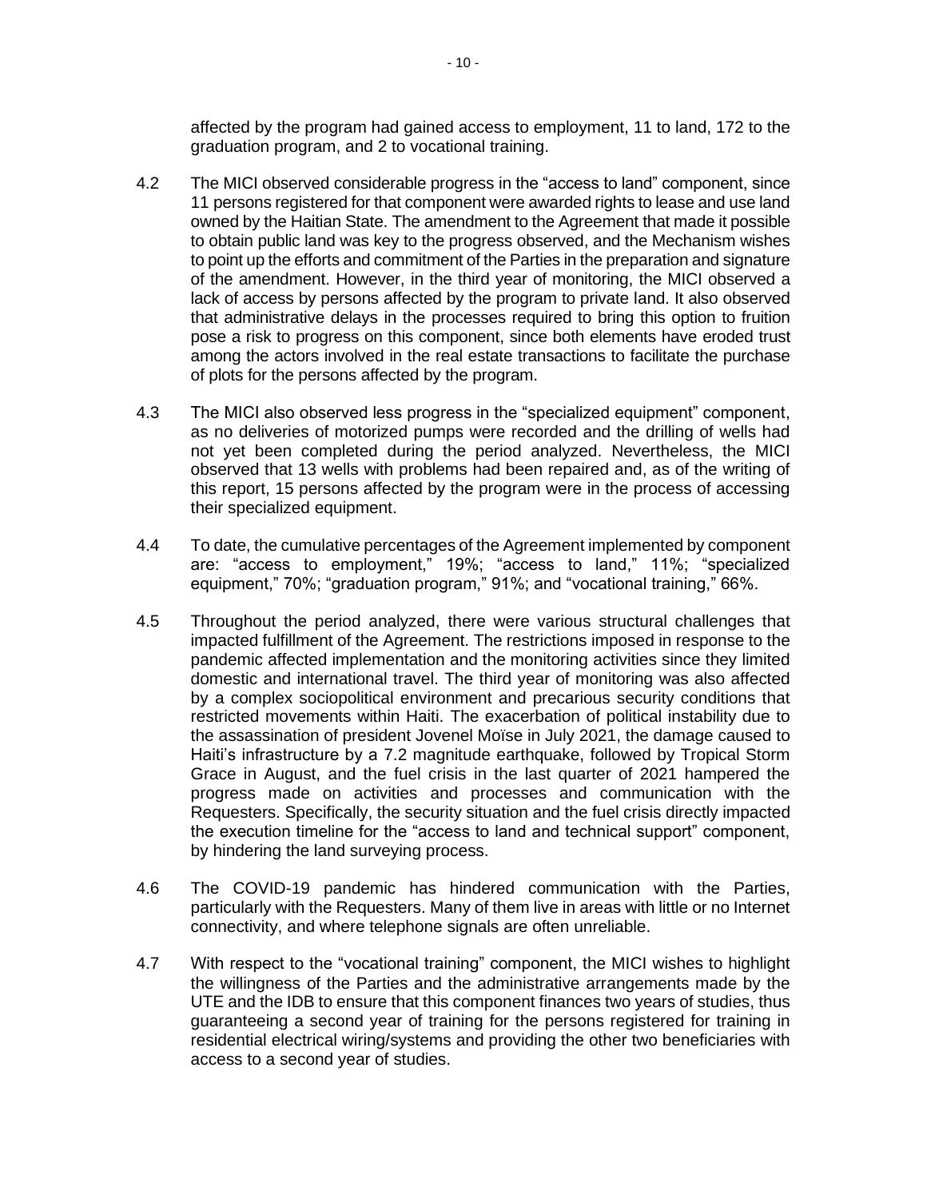affected by the program had gained access to employment, 11 to land, 172 to the graduation program, and 2 to vocational training.

4.2 The MICI observed considerable progress in the “access to land” component, since 11 persons registered for that component were awarded rights to lease and use land owned by the Haitian State. The amendment to the Agreement that made it possible to obtain public land was key to the progress observed, and the Mechanism wishes to point up the efforts and commitment of the Parties in the preparation and signature of the amendment. However, in the third year of monitoring, the MICI observed a lack of access by persons affected by the program to private land. It also observed that administrative delays in the processes required to bring this option to fruition pose a risk to progress on this component, since both elements have eroded trust among the actors involved in the real estate transactions to facilitate the purchase of plots for the persons affected by the program.

4.3 The MICI also observed less progress in the “specialized equipment” component, as no deliveries of motorized pumps were recorded and the drilling of wells had not yet been completed during the period analyzed. Nevertheless, the MICI observed that 13 wells with problems had been repaired and, as of the writing of this report, 15 persons affected by the program were in the process of accessing their specialized equipment.

4.4 To date, the cumulative percentages of the Agreement implemented by component are: “access to employment,” 19%; “access to land,” 11%; “specialized equipment,” 70%; “graduation program,” 91%; and “vocational training,” 66%.

4.5 Throughout the period analyzed, there were various structural challenges that impacted fulfillment of the Agreement. The restrictions imposed in response to the pandemic affected implementation and the monitoring activities since they limited domestic and international travel. The third year of monitoring was also affected by a complex sociopolitical environment and precarious security conditions that restricted movements within Haiti. The exacerbation of political instability due to the assassination of president Jovenel Moïse in July 2021, the damage caused to Haiti’s infrastructure by a 7.2 magnitude earthquake, followed by Tropical Storm Grace in August, and the fuel crisis in the last quarter of 2021 hampered the progress made on activities and processes and communication with the Requesters. Specifically, the security situation and the fuel crisis directly impacted the execution timeline for the “access to land and technical support” component, by hindering the land surveying process.

4.6 The COVID-19 pandemic has hindered communication with the Parties, particularly with the Requesters. Many of them live in areas with little or no Internet connectivity, and where telephone signals are often unreliable.

4.7 With respect to the “vocational training” component, the MICI wishes to highlight the willingness of the Parties and the administrative arrangements made by the UTE and the IDB to ensure that this component finances two years of studies, thus guaranteeing a second year of training for the persons registered for training in residential electrical wiring/systems and providing the other two beneficiaries with access to a second year of studies.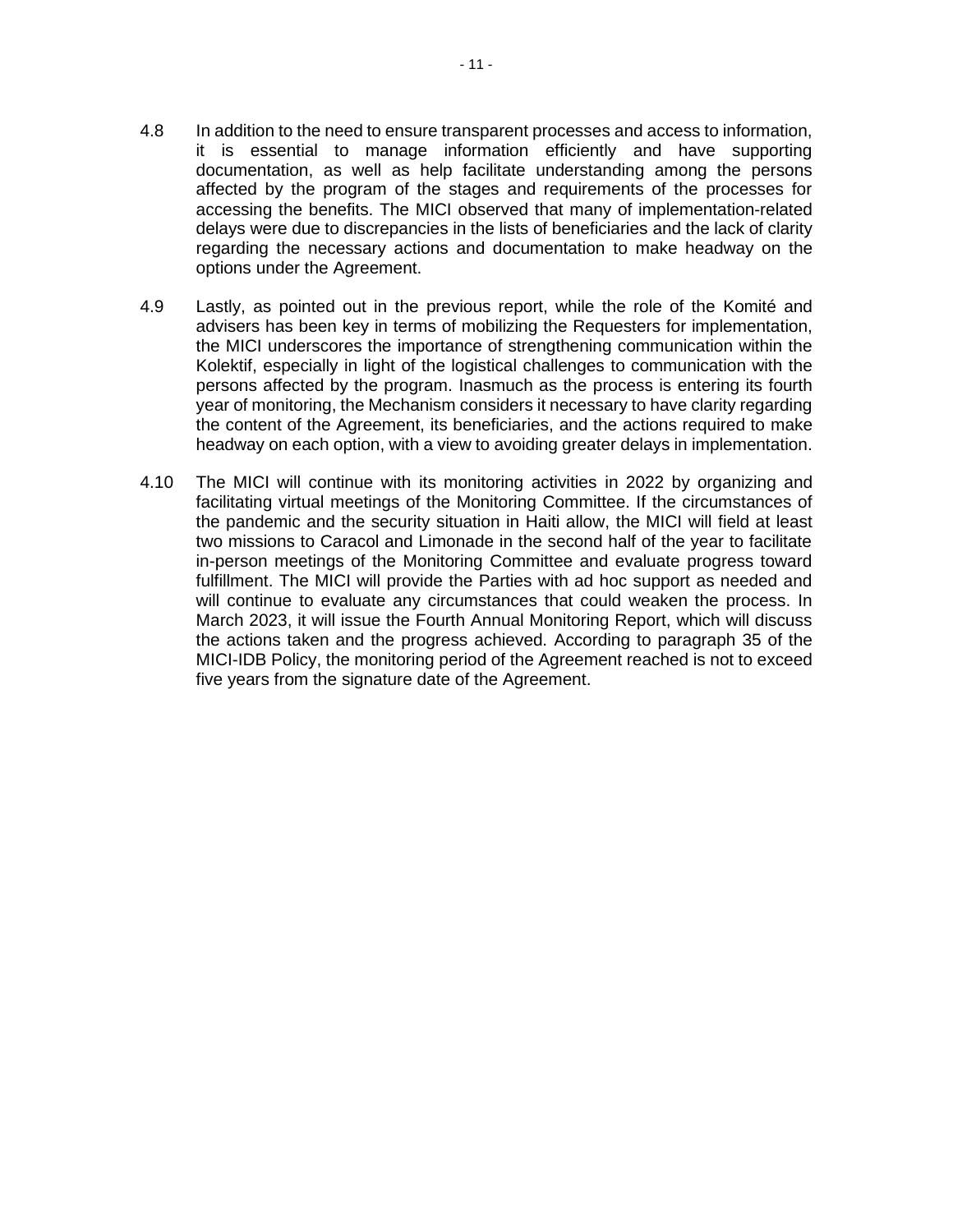4.8 In addition to the need to ensure transparent processes and access to information, it is essential to manage information efficiently and have supporting documentation, as well as help facilitate understanding among the persons affected by the program of the stages and requirements of the processes for accessing the benefits. The MICI observed that many of implementation-related delays were due to discrepancies in the lists of beneficiaries and the lack of clarity regarding the necessary actions and documentation to make headway on the options under the Agreement.

4.9 Lastly, as pointed out in the previous report, while the role of the Komité and advisers has been key in terms of mobilizing the Requesters for implementation, the MICI underscores the importance of strengthening communication within the Kolektif, especially in light of the logistical challenges to communication with the persons affected by the program. Inasmuch as the process is entering its fourth year of monitoring, the Mechanism considers it necessary to have clarity regarding the content of the Agreement, its beneficiaries, and the actions required to make headway on each option, with a view to avoiding greater delays in implementation.

4.10 The MICI will continue with its monitoring activities in 2022 by organizing and facilitating virtual meetings of the Monitoring Committee. If the circumstances of the pandemic and the security situation in Haiti allow, the MICI will field at least two missions to Caracol and Limonade in the second half of the year to facilitate in-person meetings of the Monitoring Committee and evaluate progress toward fulfillment. The MICI will provide the Parties with ad hoc support as needed and will continue to evaluate any circumstances that could weaken the process. In March 2023, it will issue the Fourth Annual Monitoring Report, which will discuss the actions taken and the progress achieved. According to paragraph 35 of the MICI-IDB Policy, the monitoring period of the Agreement reached is not to exceed five years from the signature date of the Agreement.